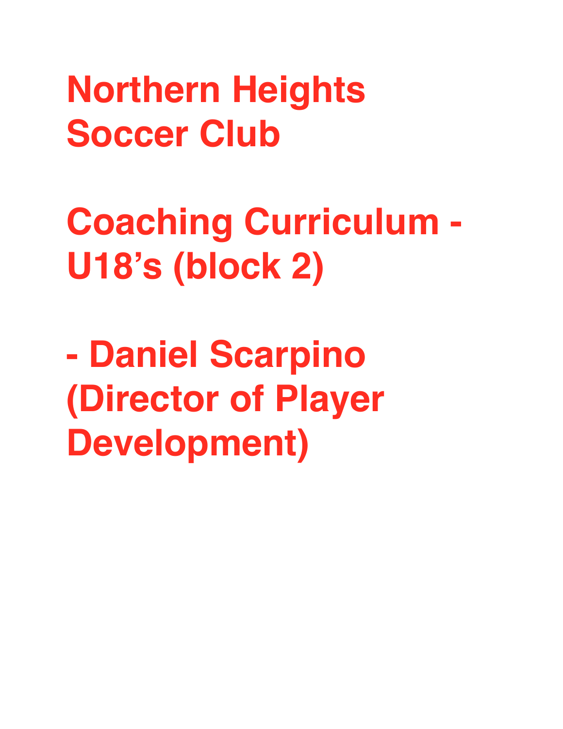# Northern Heights Soccer Club

# Coaching Curriculum - U18's (block 2)

# - Daniel Scarpino (Director of Player Development)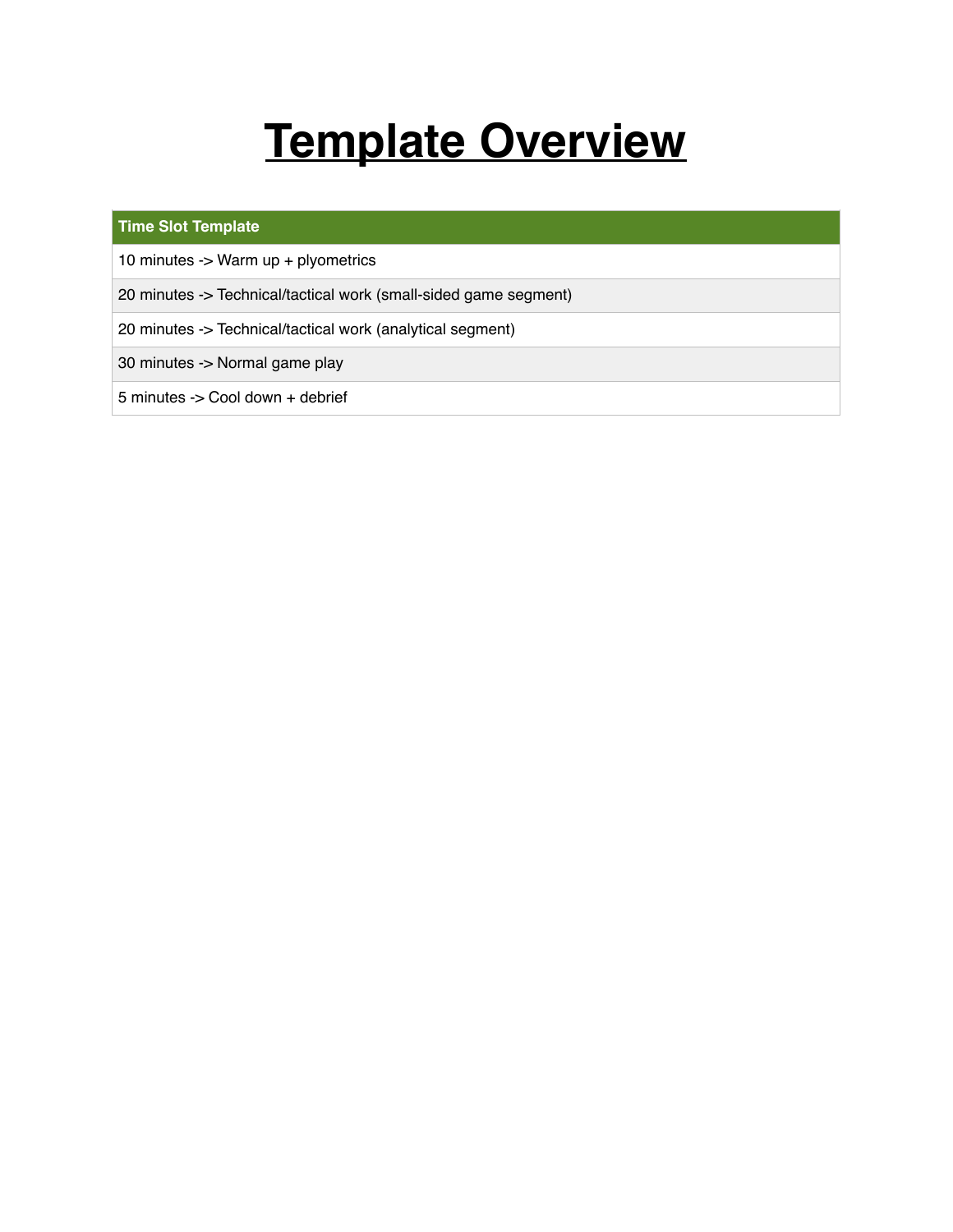# Template Overview

| Time Slot Template |
| --- |
| 10 minutes -> Warm up + plyometrics |
| 20 minutes -> Technical/tactical work (small-sided game segment) |
| 20 minutes -> Technical/tactical work (analytical segment) |
| 30 minutes -> Normal game play |
| 5 minutes -> Cool down + debrief |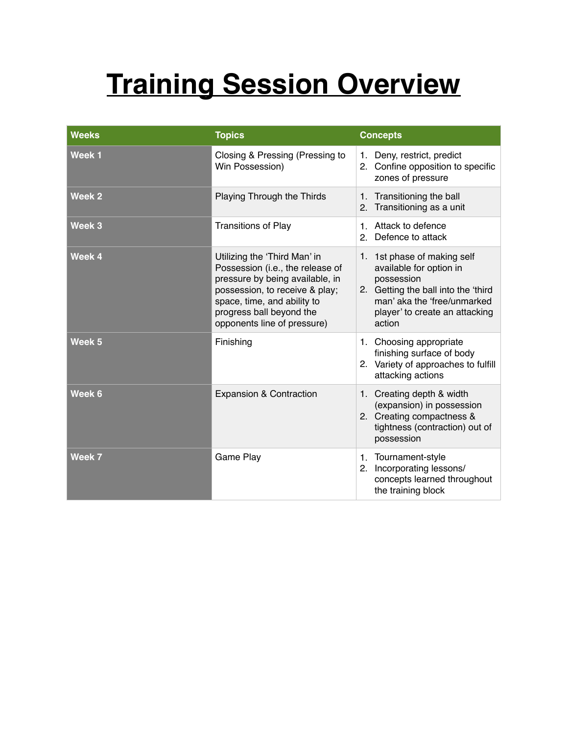# Training Session Overview

| Weeks | Topics | Concepts |
|---|---|---|
| **Week 1** | Closing & Pressing (Pressing to Win Possession) | 1. Deny, restrict, predict<br>2. Confine opposition to specific zones of pressure |
| **Week 2** | Playing Through the Thirds | 1. Transitioning the ball<br>2. Transitioning as a unit |
| **Week 3** | Transitions of Play | 1. Attack to defence<br>2. Defence to attack |
| **Week 4** | Utilizing the 'Third Man' in Possession (i.e., the release of pressure by being available, in possession, to receive & play; space, time, and ability to progress ball beyond the opponents line of pressure) | 1. 1st phase of making self available for option in possession<br>2. Getting the ball into the 'third man' aka the 'free/unmarked player' to create an attacking action |
| **Week 5** | Finishing | 1. Choosing appropriate finishing surface of body<br>2. Variety of approaches to fulfill attacking actions |
| **Week 6** | Expansion & Contraction | 1. Creating depth & width (expansion) in possession<br>2. Creating compactness & tightness (contraction) out of possession |
| **Week 7** | Game Play | 1. Tournament-style<br>2. Incorporating lessons/ concepts learned throughout the training block |